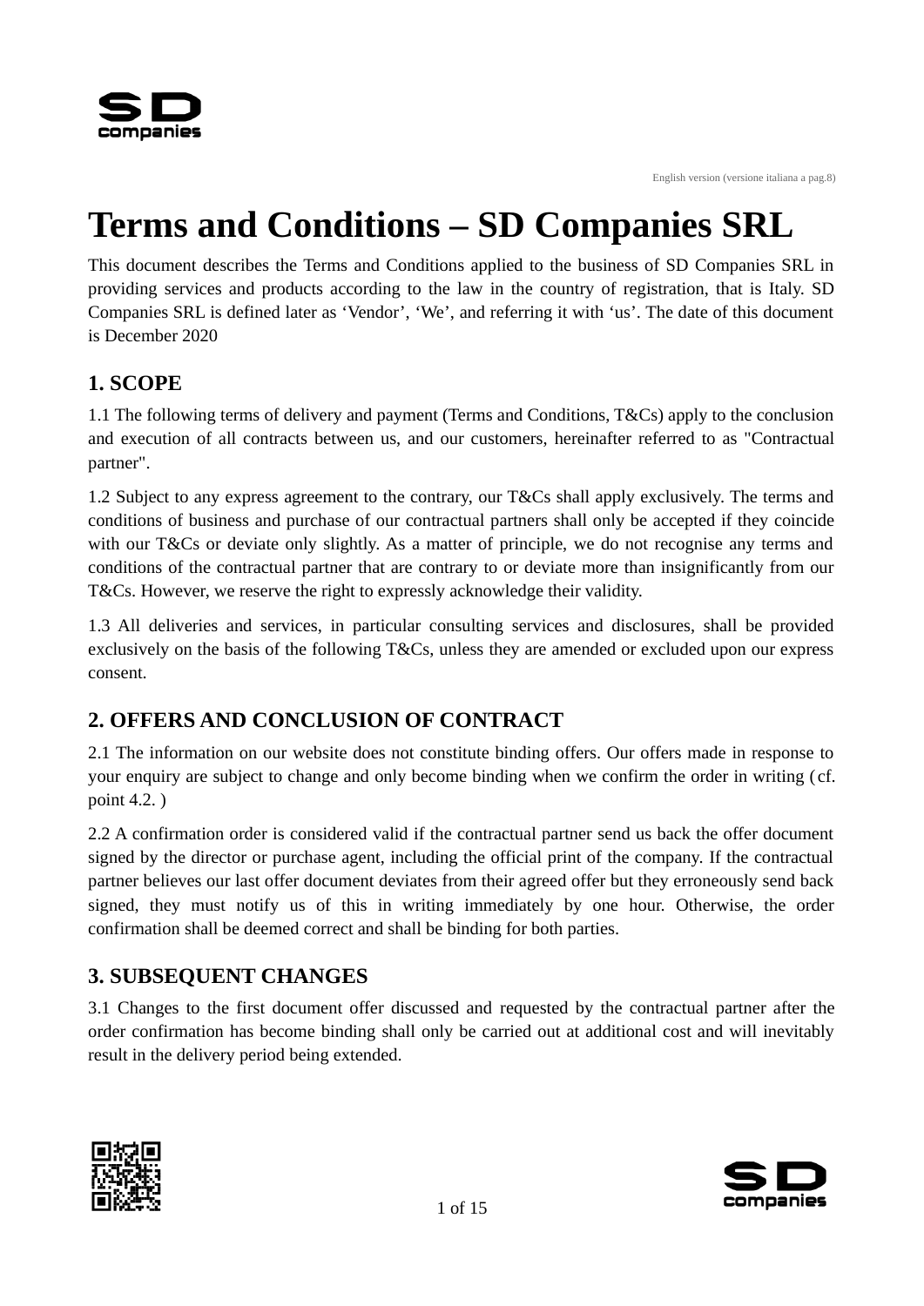English version (versione italiana a pag.8)

# Terms and Conditions – SD Companies SRL

This document describes the Terms and Conditions applied to the business of SD Companies SRL in providing services and products according to the law in the country of registration, that is Italy. SD Companies SRL is defined later as 'Vendor', 'We', and referring it with 'us'. The date of this document is December 2020

## 1. SCOPE

1.1 The following terms of delivery and payment (Terms and Conditions, T&Cs) apply to the conclusion and execution of all contracts between us, and our customers, hereinafter referred to as "Contractual partner".

1.2 Subject to any express agreement to the contrary, our T&Cs shall apply exclusively. The terms and conditions of business and purchase of our contractual partners shall only be accepted if they coincide with our T&Cs or deviate only slightly. As a matter of principle, we do not recognise any terms and conditions of the contractual partner that are contrary to or deviate more than insignificantly from our T&Cs. However, we reserve the right to expressly acknowledge their validity.

1.3 All deliveries and services, in particular consulting services and disclosures, shall be provided exclusively on the basis of the following T&Cs, unless they are amended or excluded upon our express consent.

## 2. OFFERS AND CONCLUSION OF CONTRACT

2.1 The information on our website does not constitute binding offers. Our offers made in response to your enquiry are subject to change and only become binding when we confirm the order in writing (cf. point 4.2. )

2.2 A confirmation order is considered valid if the contractual partner send us back the offer document signed by the director or purchase agent, including the official print of the company. If the contractual partner believes our last offer document deviates from their agreed offer but they erroneously send back signed, they must notify us of this in writing immediately by one hour. Otherwise, the order confirmation shall be deemed correct and shall be binding for both parties.

## 3. SUBSEQUENT CHANGES

3.1 Changes to the first document offer discussed and requested by the contractual partner after the order confirmation has become binding shall only be carried out at additional cost and will inevitably result in the delivery period being extended.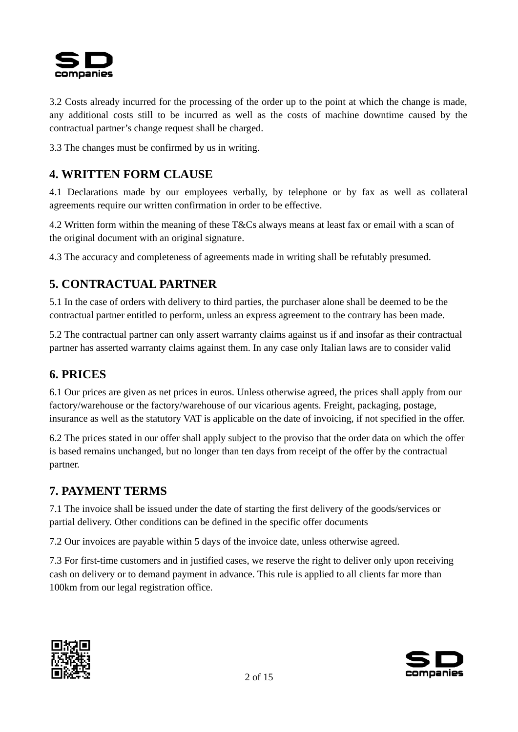3.2 Costs already incurred for the processing of the order up to the point at which the change is made, any additional costs still to be incurred as well as the costs of machine downtime caused by the contractual partner's change request shall be charged.

3.3 The changes must be confirmed by us in writing.

## 4. WRITTEN FORM CLAUSE

4.1 Declarations made by our employees verbally, by telephone or by fax as well as collateral agreements require our written confirmation in order to be effective.

4.2 Written form within the meaning of these T&Cs always means at least fax or email with a scan of the original document with an original signature.

4.3 The accuracy and completeness of agreements made in writing shall be refutably presumed.

## 5. CONTRACTUAL PARTNER

5.1 In the case of orders with delivery to third parties, the purchaser alone shall be deemed to be the contractual partner entitled to perform, unless an express agreement to the contrary has been made.

5.2 The contractual partner can only assert warranty claims against us if and insofar as their contractual partner has asserted warranty claims against them. In any case only Italian laws are to consider valid

## 6. PRICES

6.1 Our prices are given as net prices in euros. Unless otherwise agreed, the prices shall apply from our factory/warehouse or the factory/warehouse of our vicarious agents. Freight, packaging, postage, insurance as well as the statutory VAT is applicable on the date of invoicing, if not specified in the offer.

6.2 The prices stated in our offer shall apply subject to the proviso that the order data on which the offer is based remains unchanged, but no longer than ten days from receipt of the offer by the contractual partner.

## 7. PAYMENT TERMS

7.1 The invoice shall be issued under the date of starting the first delivery of the goods/services or partial delivery. Other conditions can be defined in the specific offer documents

7.2 Our invoices are payable within 5 days of the invoice date, unless otherwise agreed.

7.3 For first-time customers and in justified cases, we reserve the right to deliver only upon receiving cash on delivery or to demand payment in advance. This rule is applied to all clients far more than 100km from our legal registration office.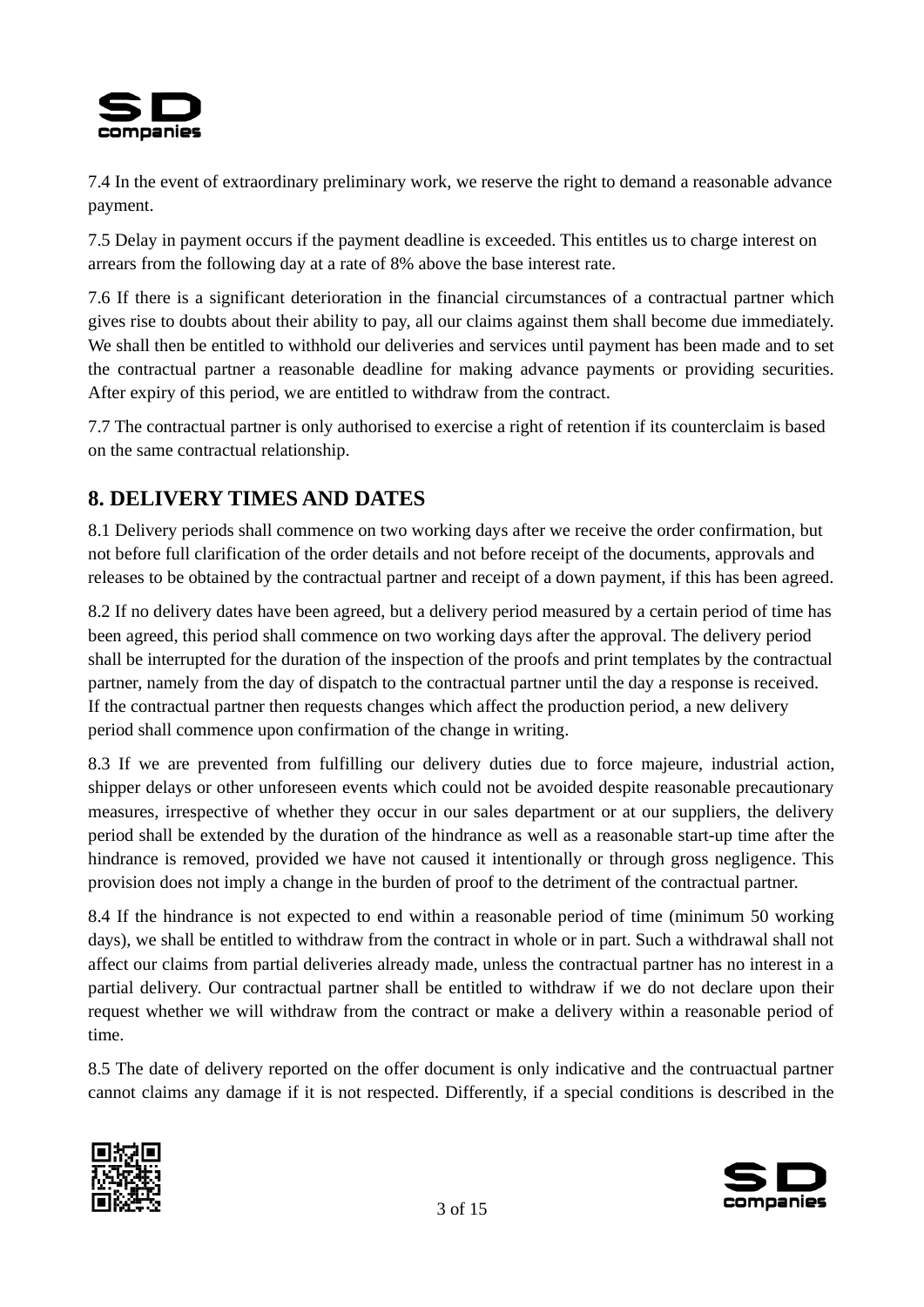7.4 In the event of extraordinary preliminary work, we reserve the right to demand a reasonable advance payment.

7.5 Delay in payment occurs if the payment deadline is exceeded. This entitles us to charge interest on arrears from the following day at a rate of 8% above the base interest rate.

7.6 If there is a significant deterioration in the financial circumstances of a contractual partner which gives rise to doubts about their ability to pay, all our claims against them shall become due immediately. We shall then be entitled to withhold our deliveries and services until payment has been made and to set the contractual partner a reasonable deadline for making advance payments or providing securities. After expiry of this period, we are entitled to withdraw from the contract.

7.7 The contractual partner is only authorised to exercise a right of retention if its counterclaim is based on the same contractual relationship.

## 8. DELIVERY TIMES AND DATES

8.1 Delivery periods shall commence on two working days after we receive the order confirmation, but not before full clarification of the order details and not before receipt of the documents, approvals and releases to be obtained by the contractual partner and receipt of a down payment, if this has been agreed.

8.2 If no delivery dates have been agreed, but a delivery period measured by a certain period of time has been agreed, this period shall commence on two working days after the approval. The delivery period shall be interrupted for the duration of the inspection of the proofs and print templates by the contractual partner, namely from the day of dispatch to the contractual partner until the day a response is received. If the contractual partner then requests changes which affect the production period, a new delivery period shall commence upon confirmation of the change in writing.

8.3 If we are prevented from fulfilling our delivery duties due to force majeure, industrial action, shipper delays or other unforeseen events which could not be avoided despite reasonable precautionary measures, irrespective of whether they occur in our sales department or at our suppliers, the delivery period shall be extended by the duration of the hindrance as well as a reasonable start-up time after the hindrance is removed, provided we have not caused it intentionally or through gross negligence. This provision does not imply a change in the burden of proof to the detriment of the contractual partner.

8.4 If the hindrance is not expected to end within a reasonable period of time (minimum 50 working days), we shall be entitled to withdraw from the contract in whole or in part. Such a withdrawal shall not affect our claims from partial deliveries already made, unless the contractual partner has no interest in a partial delivery. Our contractual partner shall be entitled to withdraw if we do not declare upon their request whether we will withdraw from the contract or make a delivery within a reasonable period of time.

8.5 The date of delivery reported on the offer document is only indicative and the contruactual partner cannot claims any damage if it is not respected. Differently, if a special conditions is described in the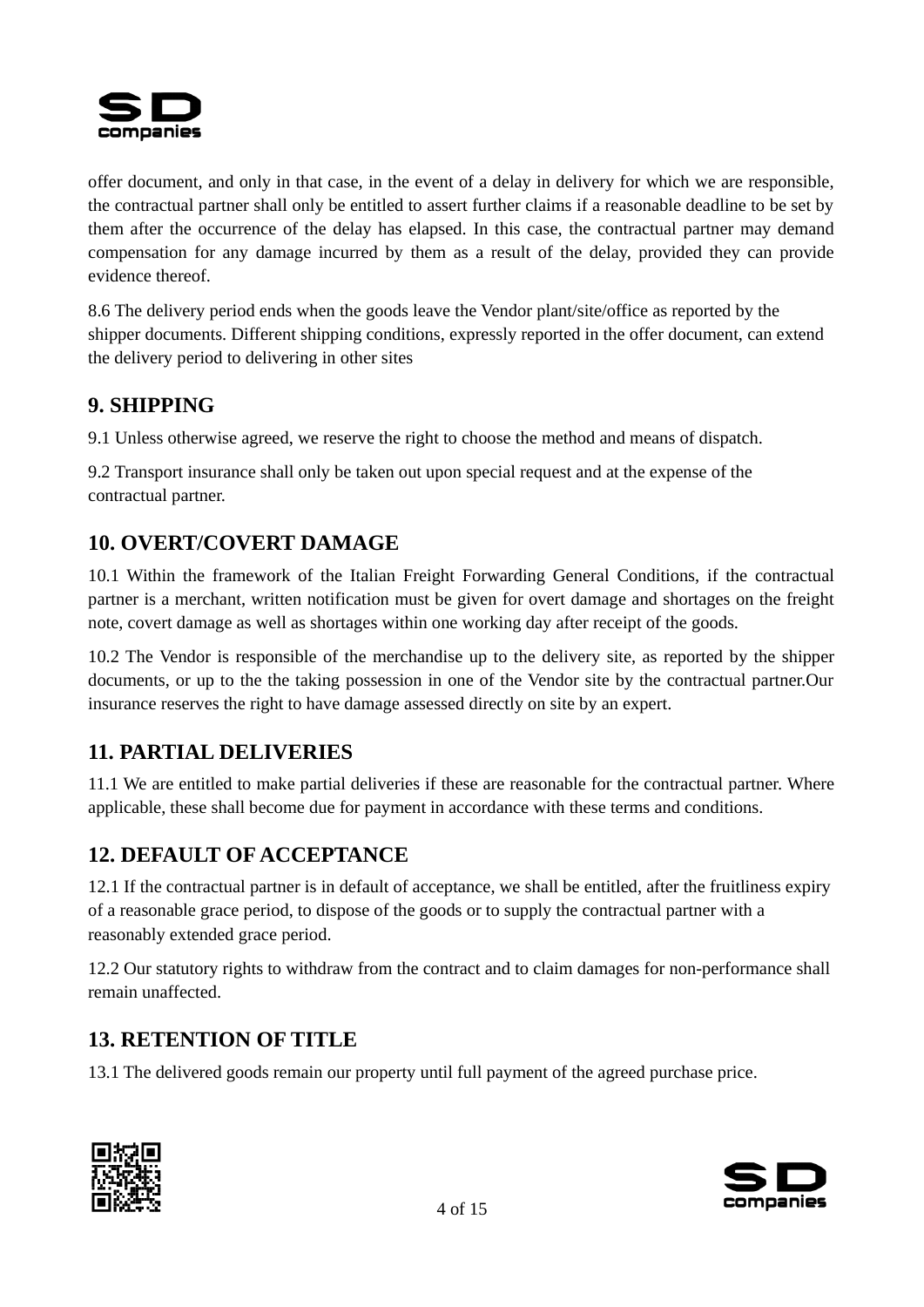offer document, and only in that case, in the event of a delay in delivery for which we are responsible, the contractual partner shall only be entitled to assert further claims if a reasonable deadline to be set by them after the occurrence of the delay has elapsed. In this case, the contractual partner may demand compensation for any damage incurred by them as a result of the delay, provided they can provide evidence thereof.

8.6 The delivery period ends when the goods leave the Vendor plant/site/office as reported by the shipper documents. Different shipping conditions, expressly reported in the offer document, can extend the delivery period to delivering in other sites

## 9. SHIPPING

9.1 Unless otherwise agreed, we reserve the right to choose the method and means of dispatch.

9.2 Transport insurance shall only be taken out upon special request and at the expense of the contractual partner.

## 10. OVERT/COVERT DAMAGE

10.1 Within the framework of the Italian Freight Forwarding General Conditions, if the contractual partner is a merchant, written notification must be given for overt damage and shortages on the freight note, covert damage as well as shortages within one working day after receipt of the goods.

10.2 The Vendor is responsible of the merchandise up to the delivery site, as reported by the shipper documents, or up to the the taking possession in one of the Vendor site by the contractual partner.Our insurance reserves the right to have damage assessed directly on site by an expert.

## 11. PARTIAL DELIVERIES

11.1 We are entitled to make partial deliveries if these are reasonable for the contractual partner. Where applicable, these shall become due for payment in accordance with these terms and conditions.

## 12. DEFAULT OF ACCEPTANCE

12.1 If the contractual partner is in default of acceptance, we shall be entitled, after the fruitliness expiry of a reasonable grace period, to dispose of the goods or to supply the contractual partner with a reasonably extended grace period.

12.2 Our statutory rights to withdraw from the contract and to claim damages for non-performance shall remain unaffected.

## 13. RETENTION OF TITLE

13.1 The delivered goods remain our property until full payment of the agreed purchase price.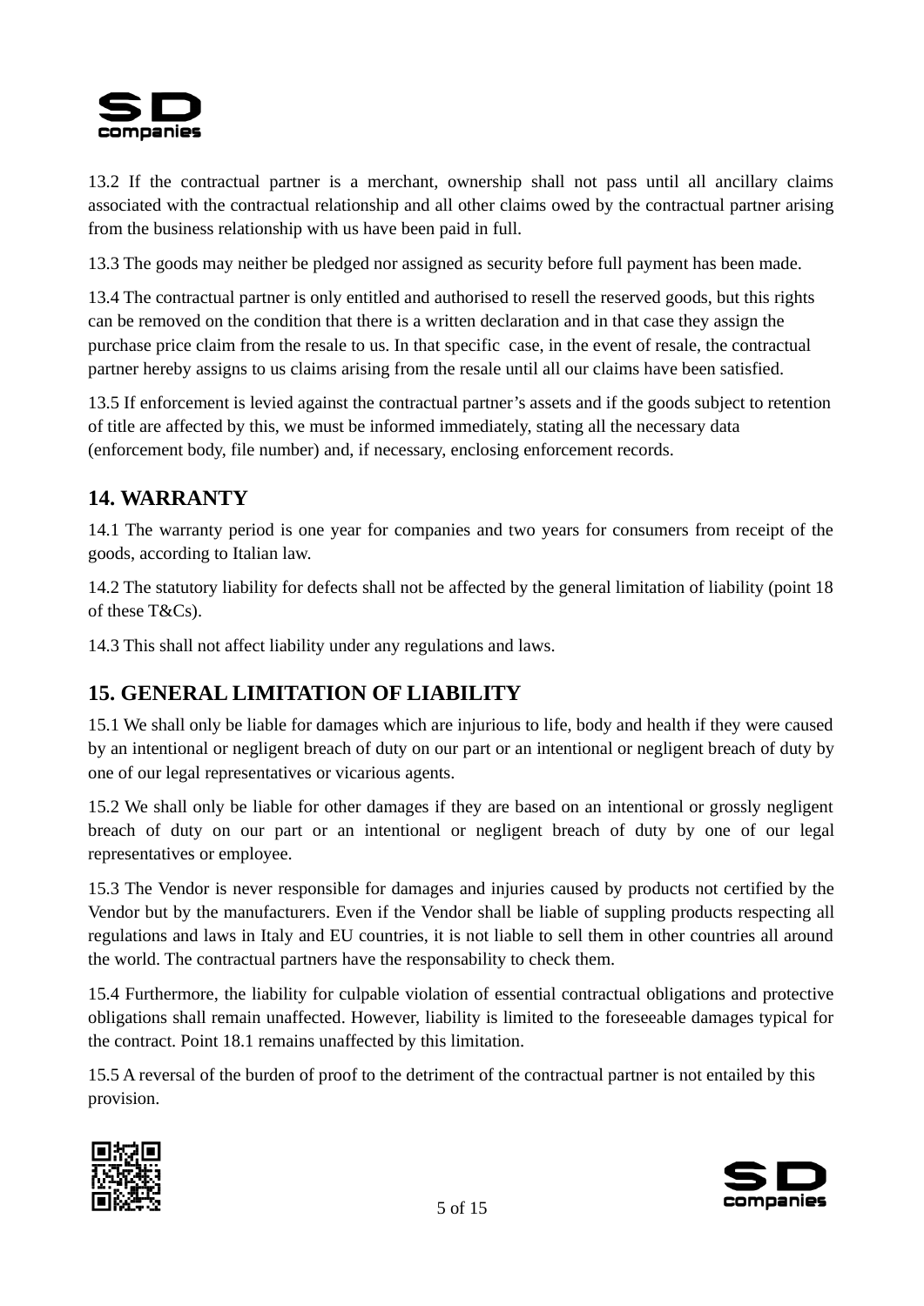13.2 If the contractual partner is a merchant, ownership shall not pass until all ancillary claims associated with the contractual relationship and all other claims owed by the contractual partner arising from the business relationship with us have been paid in full.

13.3 The goods may neither be pledged nor assigned as security before full payment has been made.

13.4 The contractual partner is only entitled and authorised to resell the reserved goods, but this rights can be removed on the condition that there is a written declaration and in that case they assign the purchase price claim from the resale to us. In that specific case, in the event of resale, the contractual partner hereby assigns to us claims arising from the resale until all our claims have been satisfied.

13.5 If enforcement is levied against the contractual partner's assets and if the goods subject to retention of title are affected by this, we must be informed immediately, stating all the necessary data (enforcement body, file number) and, if necessary, enclosing enforcement records.

## 14. WARRANTY

14.1 The warranty period is one year for companies and two years for consumers from receipt of the goods, according to Italian law.

14.2 The statutory liability for defects shall not be affected by the general limitation of liability (point 18 of these T&Cs).

14.3 This shall not affect liability under any regulations and laws.

## 15. GENERAL LIMITATION OF LIABILITY

15.1 We shall only be liable for damages which are injurious to life, body and health if they were caused by an intentional or negligent breach of duty on our part or an intentional or negligent breach of duty by one of our legal representatives or vicarious agents.

15.2 We shall only be liable for other damages if they are based on an intentional or grossly negligent breach of duty on our part or an intentional or negligent breach of duty by one of our legal representatives or employee.

15.3 The Vendor is never responsible for damages and injuries caused by products not certified by the Vendor but by the manufacturers. Even if the Vendor shall be liable of suppling products respecting all regulations and laws in Italy and EU countries, it is not liable to sell them in other countries all around the world. The contractual partners have the responsability to check them.

15.4 Furthermore, the liability for culpable violation of essential contractual obligations and protective obligations shall remain unaffected. However, liability is limited to the foreseeable damages typical for the contract. Point 18.1 remains unaffected by this limitation.

15.5 A reversal of the burden of proof to the detriment of the contractual partner is not entailed by this provision.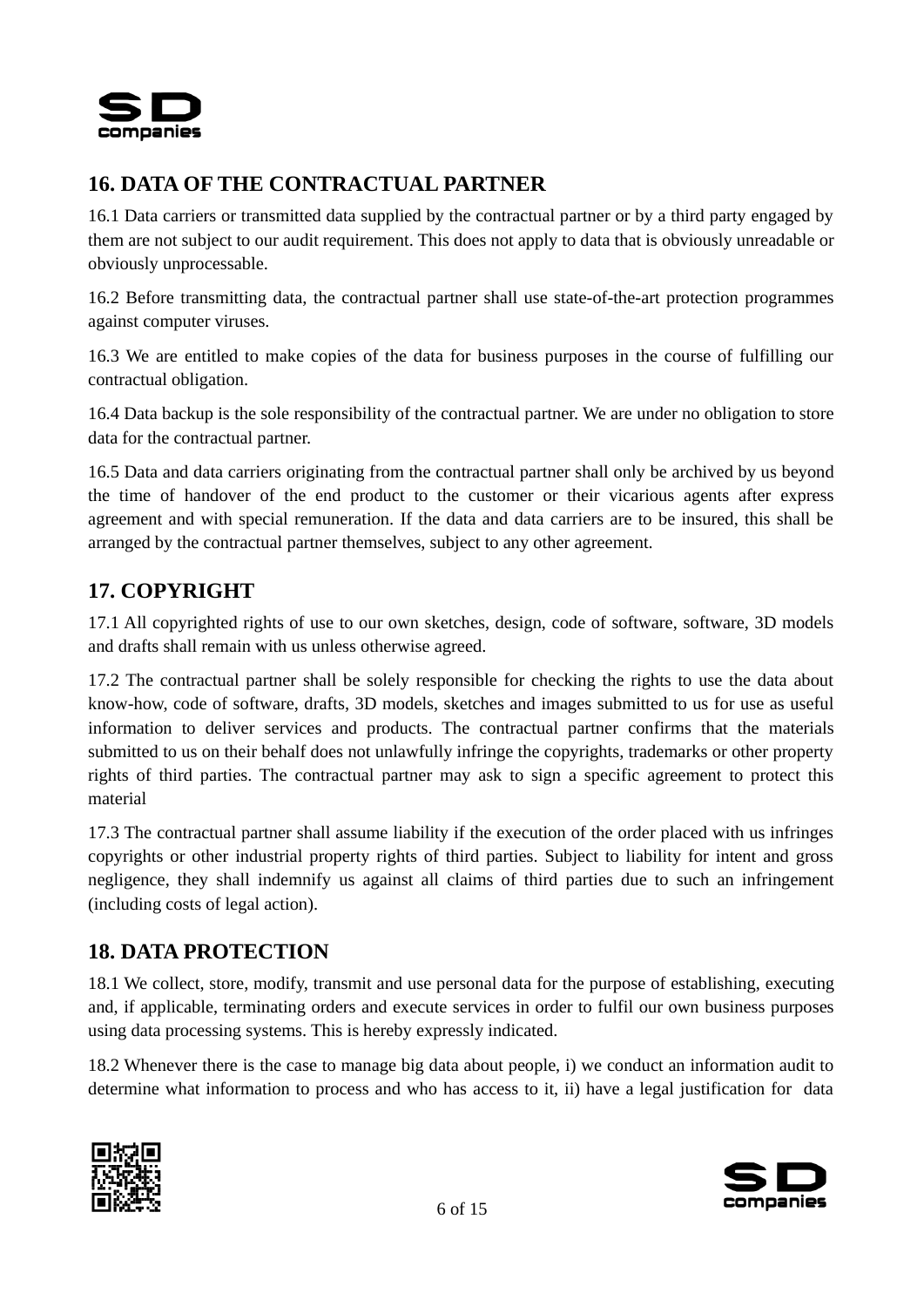## 16. DATA OF THE CONTRACTUAL PARTNER

16.1 Data carriers or transmitted data supplied by the contractual partner or by a third party engaged by them are not subject to our audit requirement. This does not apply to data that is obviously unreadable or obviously unprocessable.

16.2 Before transmitting data, the contractual partner shall use state-of-the-art protection programmes against computer viruses.

16.3 We are entitled to make copies of the data for business purposes in the course of fulfilling our contractual obligation.

16.4 Data backup is the sole responsibility of the contractual partner. We are under no obligation to store data for the contractual partner.

16.5 Data and data carriers originating from the contractual partner shall only be archived by us beyond the time of handover of the end product to the customer or their vicarious agents after express agreement and with special remuneration. If the data and data carriers are to be insured, this shall be arranged by the contractual partner themselves, subject to any other agreement.

## 17. COPYRIGHT

17.1 All copyrighted rights of use to our own sketches, design, code of software, software, 3D models and drafts shall remain with us unless otherwise agreed.

17.2 The contractual partner shall be solely responsible for checking the rights to use the data about know-how, code of software, drafts, 3D models, sketches and images submitted to us for use as useful information to deliver services and products. The contractual partner confirms that the materials submitted to us on their behalf does not unlawfully infringe the copyrights, trademarks or other property rights of third parties. The contractual partner may ask to sign a specific agreement to protect this material

17.3 The contractual partner shall assume liability if the execution of the order placed with us infringes copyrights or other industrial property rights of third parties. Subject to liability for intent and gross negligence, they shall indemnify us against all claims of third parties due to such an infringement (including costs of legal action).

## 18. DATA PROTECTION

18.1 We collect, store, modify, transmit and use personal data for the purpose of establishing, executing and, if applicable, terminating orders and execute services in order to fulfil our own business purposes using data processing systems. This is hereby expressly indicated.

18.2 Whenever there is the case to manage big data about people, i) we conduct an information audit to determine what information to process and who has access to it, ii) have a legal justification for data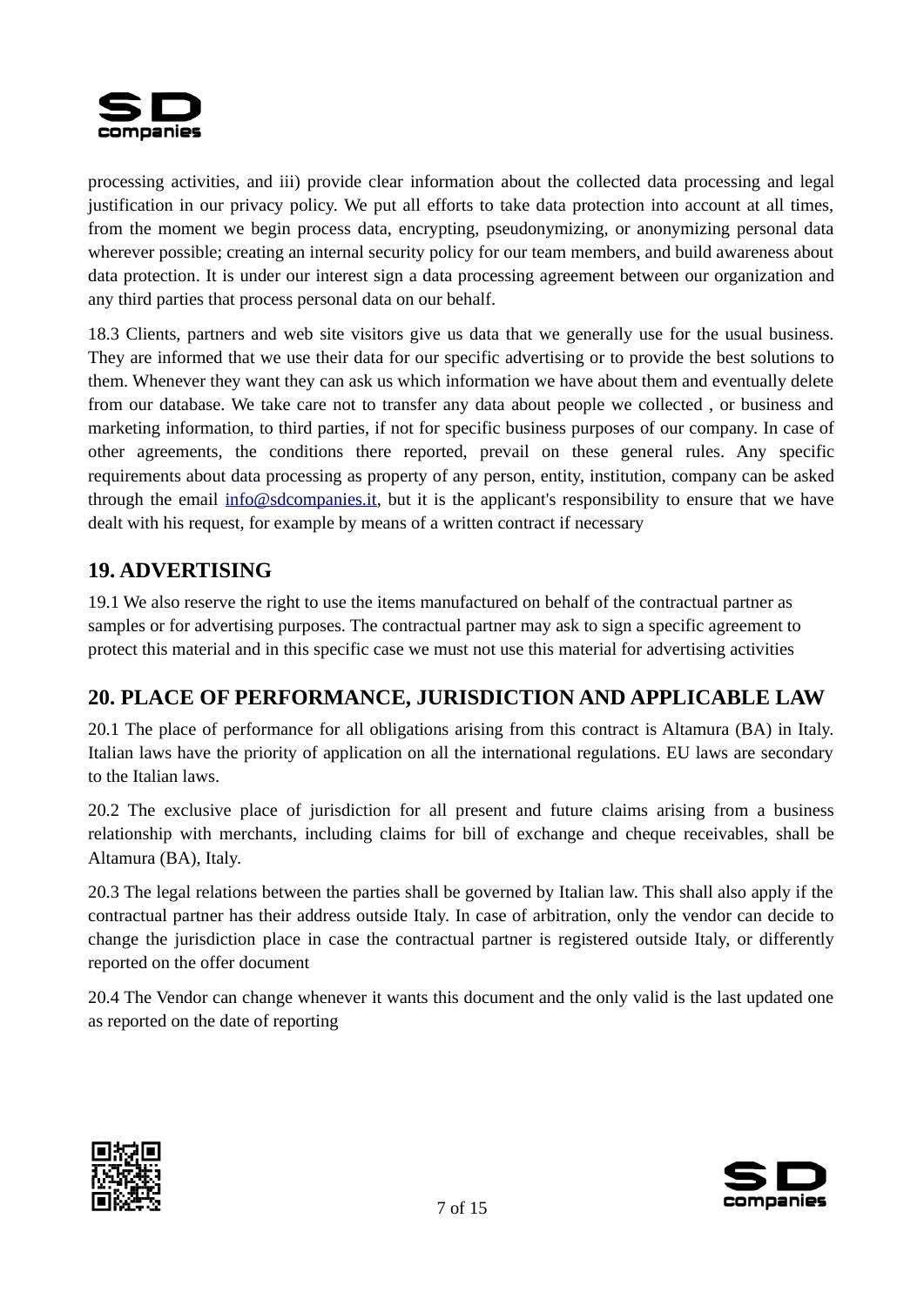processing activities, and iii) provide clear information about the collected data processing and legal justification in our privacy policy. We put all efforts to take data protection into account at all times, from the moment we begin process data, encrypting, pseudonymizing, or anonymizing personal data wherever possible; creating an internal security policy for our team members, and build awareness about data protection. It is under our interest sign a data processing agreement between our organization and any third parties that process personal data on our behalf.

18.3 Clients, partners and web site visitors give us data that we generally use for the usual business. They are informed that we use their data for our specific advertising or to provide the best solutions to them. Whenever they want they can ask us which information we have about them and eventually delete from our database. We take care not to transfer any data about people we collected , or business and marketing information, to third parties, if not for specific business purposes of our company. In case of other agreements, the conditions there reported, prevail on these general rules. Any specific requirements about data processing as property of any person, entity, institution, company can be asked through the email [info@sdcompanies.it](mailto:info@sdcompanies.it), but it is the applicant's responsibility to ensure that we have dealt with his request, for example by means of a written contract if necessary

## 19. ADVERTISING

19.1 We also reserve the right to use the items manufactured on behalf of the contractual partner as samples or for advertising purposes. The contractual partner may ask to sign a specific agreement to protect this material and in this specific case we must not use this material for advertising activities

## 20. PLACE OF PERFORMANCE, JURISDICTION AND APPLICABLE LAW

20.1 The place of performance for all obligations arising from this contract is Altamura (BA) in Italy. Italian laws have the priority of application on all the international regulations. EU laws are secondary to the Italian laws.

20.2 The exclusive place of jurisdiction for all present and future claims arising from a business relationship with merchants, including claims for bill of exchange and cheque receivables, shall be Altamura (BA), Italy.

20.3 The legal relations between the parties shall be governed by Italian law. This shall also apply if the contractual partner has their address outside Italy. In case of arbitration, only the vendor can decide to change the jurisdiction place in case the contractual partner is registered outside Italy, or differently reported on the offer document

20.4 The Vendor can change whenever it wants this document and the only valid is the last updated one as reported on the date of reporting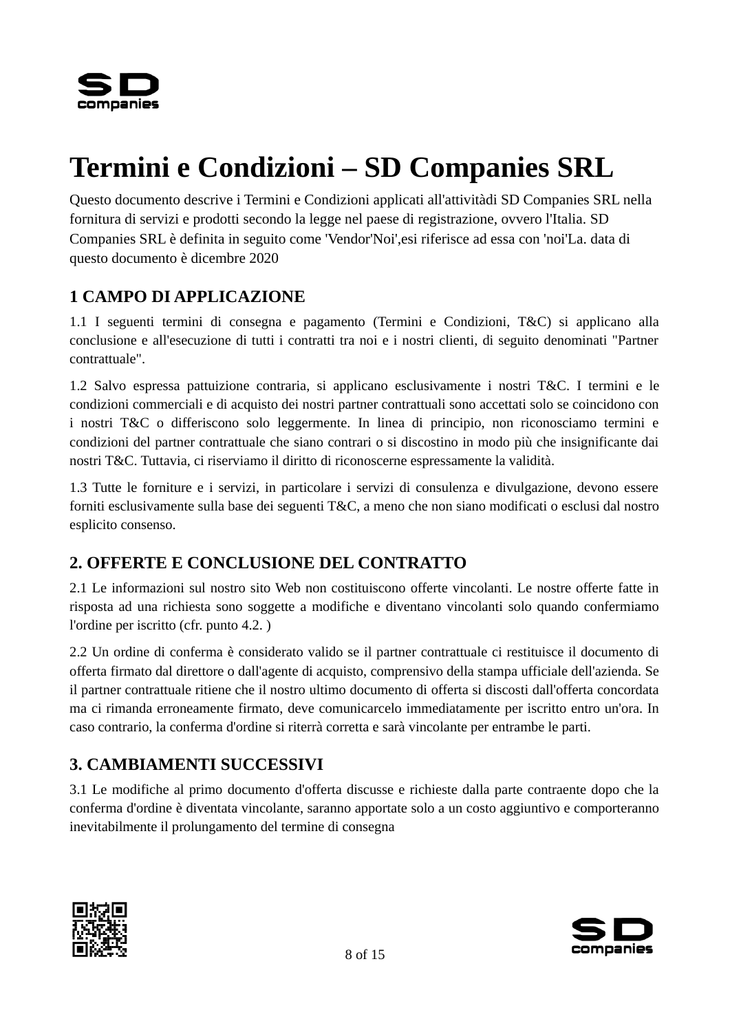# Termini e Condizioni – SD Companies SRL

Questo documento descrive i Termini e Condizioni applicati all'attivitàdi SD Companies SRL nella fornitura di servizi e prodotti secondo la legge nel paese di registrazione, ovvero l'Italia. SD Companies SRL è definita in seguito come 'Vendor'Noi',esi riferisce ad essa con 'noi'La. data di questo documento è dicembre 2020

## 1 CAMPO DI APPLICAZIONE

1.1 I seguenti termini di consegna e pagamento (Termini e Condizioni, T&C) si applicano alla conclusione e all'esecuzione di tutti i contratti tra noi e i nostri clienti, di seguito denominati "Partner contrattuale".

1.2 Salvo espressa pattuizione contraria, si applicano esclusivamente i nostri T&C. I termini e le condizioni commerciali e di acquisto dei nostri partner contrattuali sono accettati solo se coincidono con i nostri T&C o differiscono solo leggermente. In linea di principio, non riconosciamo termini e condizioni del partner contrattuale che siano contrari o si discostino in modo più che insignificante dai nostri T&C. Tuttavia, ci riserviamo il diritto di riconoscerne espressamente la validità.

1.3 Tutte le forniture e i servizi, in particolare i servizi di consulenza e divulgazione, devono essere forniti esclusivamente sulla base dei seguenti T&C, a meno che non siano modificati o esclusi dal nostro esplicito consenso.

## 2. OFFERTE E CONCLUSIONE DEL CONTRATTO

2.1 Le informazioni sul nostro sito Web non costituiscono offerte vincolanti. Le nostre offerte fatte in risposta ad una richiesta sono soggette a modifiche e diventano vincolanti solo quando confermiamo l'ordine per iscritto (cfr. punto 4.2. )

2.2 Un ordine di conferma è considerato valido se il partner contrattuale ci restituisce il documento di offerta firmato dal direttore o dall'agente di acquisto, comprensivo della stampa ufficiale dell'azienda. Se il partner contrattuale ritiene che il nostro ultimo documento di offerta si discosti dall'offerta concordata ma ci rimanda erroneamente firmato, deve comunicarcelo immediatamente per iscritto entro un'ora. In caso contrario, la conferma d'ordine si riterrà corretta e sarà vincolante per entrambe le parti.

## 3. CAMBIAMENTI SUCCESSIVI

3.1 Le modifiche al primo documento d'offerta discusse e richieste dalla parte contraente dopo che la conferma d'ordine è diventata vincolante, saranno apportate solo a un costo aggiuntivo e comporteranno inevitabilmente il prolungamento del termine di consegna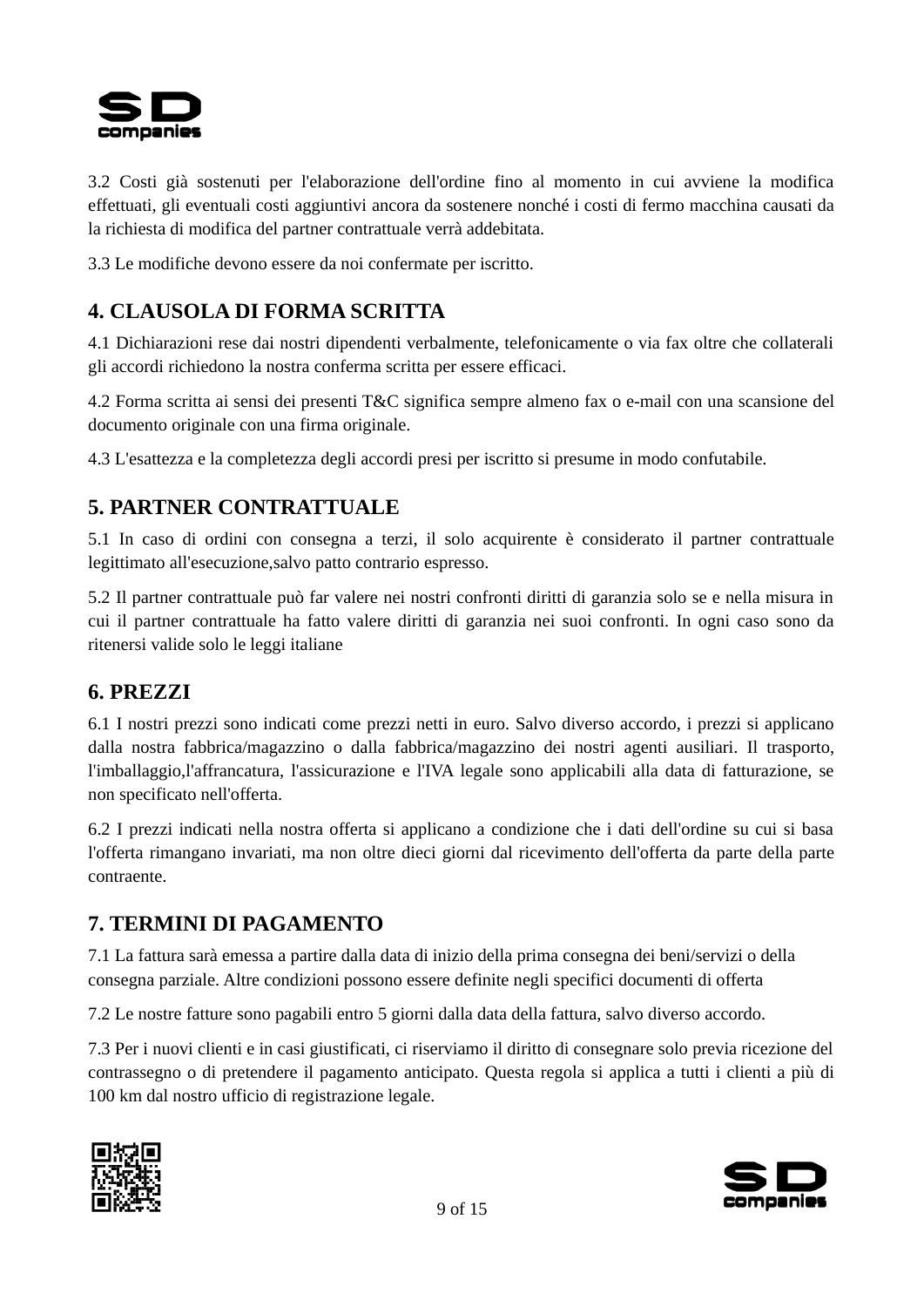3.2 Costi già sostenuti per l'elaborazione dell'ordine fino al momento in cui avviene la modifica effettuati, gli eventuali costi aggiuntivi ancora da sostenere nonché i costi di fermo macchina causati da la richiesta di modifica del partner contrattuale verrà addebitata.

3.3 Le modifiche devono essere da noi confermate per iscritto.

## 4. CLAUSOLA DI FORMA SCRITTA

4.1 Dichiarazioni rese dai nostri dipendenti verbalmente, telefonicamente o via fax oltre che collaterali gli accordi richiedono la nostra conferma scritta per essere efficaci.

4.2 Forma scritta ai sensi dei presenti T&C significa sempre almeno fax o e-mail con una scansione del documento originale con una firma originale.

4.3 L'esattezza e la completezza degli accordi presi per iscritto si presume in modo confutabile.

## 5. PARTNER CONTRATTUALE

5.1 In caso di ordini con consegna a terzi, il solo acquirente è considerato il partner contrattuale legittimato all'esecuzione,salvo patto contrario espresso.

5.2 Il partner contrattuale può far valere nei nostri confronti diritti di garanzia solo se e nella misura in cui il partner contrattuale ha fatto valere diritti di garanzia nei suoi confronti. In ogni caso sono da ritenersi valide solo le leggi italiane

## 6. PREZZI

6.1 I nostri prezzi sono indicati come prezzi netti in euro. Salvo diverso accordo, i prezzi si applicano dalla nostra fabbrica/magazzino o dalla fabbrica/magazzino dei nostri agenti ausiliari. Il trasporto, l'imballaggio,l'affrancatura, l'assicurazione e l'IVA legale sono applicabili alla data di fatturazione, se non specificato nell'offerta.

6.2 I prezzi indicati nella nostra offerta si applicano a condizione che i dati dell'ordine su cui si basa l'offerta rimangano invariati, ma non oltre dieci giorni dal ricevimento dell'offerta da parte della parte contraente.

## 7. TERMINI DI PAGAMENTO

7.1 La fattura sarà emessa a partire dalla data di inizio della prima consegna dei beni/servizi o della consegna parziale. Altre condizioni possono essere definite negli specifici documenti di offerta

7.2 Le nostre fatture sono pagabili entro 5 giorni dalla data della fattura, salvo diverso accordo.

7.3 Per i nuovi clienti e in casi giustificati, ci riserviamo il diritto di consegnare solo previa ricezione del contrassegno o di pretendere il pagamento anticipato. Questa regola si applica a tutti i clienti a più di 100 km dal nostro ufficio di registrazione legale.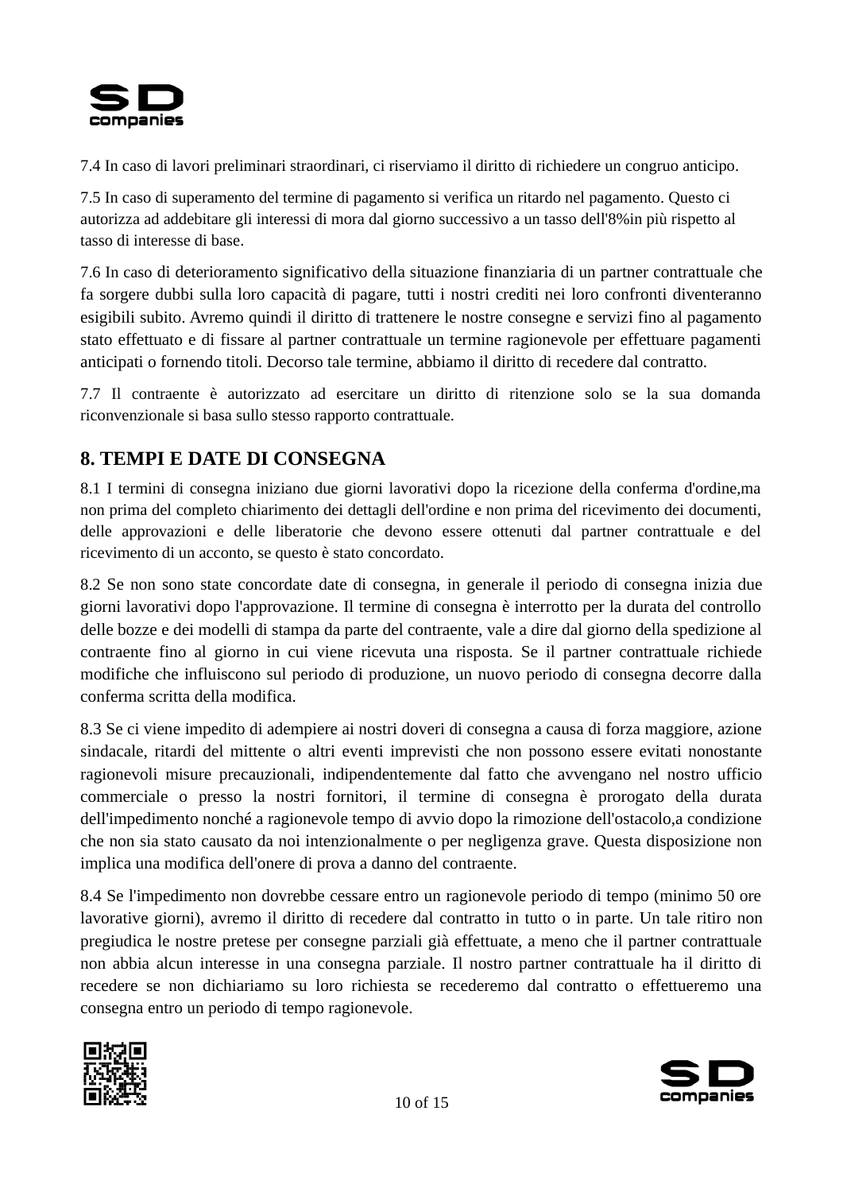7.4 In caso di lavori preliminari straordinari, ci riserviamo il diritto di richiedere un congruo anticipo.

7.5 In caso di superamento del termine di pagamento si verifica un ritardo nel pagamento. Questo ci autorizza ad addebitare gli interessi di mora dal giorno successivo a un tasso dell'8%in più rispetto al tasso di interesse di base.

7.6 In caso di deterioramento significativo della situazione finanziaria di un partner contrattuale che fa sorgere dubbi sulla loro capacità di pagare, tutti i nostri crediti nei loro confronti diventeranno esigibili subito. Avremo quindi il diritto di trattenere le nostre consegne e servizi fino al pagamento stato effettuato e di fissare al partner contrattuale un termine ragionevole per effettuare pagamenti anticipati o fornendo titoli. Decorso tale termine, abbiamo il diritto di recedere dal contratto.

7.7 Il contraente è autorizzato ad esercitare un diritto di ritenzione solo se la sua domanda riconvenzionale si basa sullo stesso rapporto contrattuale.

## 8. TEMPI E DATE DI CONSEGNA

8.1 I termini di consegna iniziano due giorni lavorativi dopo la ricezione della conferma d'ordine,ma non prima del completo chiarimento dei dettagli dell'ordine e non prima del ricevimento dei documenti, delle approvazioni e delle liberatorie che devono essere ottenuti dal partner contrattuale e del ricevimento di un acconto, se questo è stato concordato.

8.2 Se non sono state concordate date di consegna, in generale il periodo di consegna inizia due giorni lavorativi dopo l'approvazione. Il termine di consegna è interrotto per la durata del controllo delle bozze e dei modelli di stampa da parte del contraente, vale a dire dal giorno della spedizione al contraente fino al giorno in cui viene ricevuta una risposta. Se il partner contrattuale richiede modifiche che influiscono sul periodo di produzione, un nuovo periodo di consegna decorre dalla conferma scritta della modifica.

8.3 Se ci viene impedito di adempiere ai nostri doveri di consegna a causa di forza maggiore, azione sindacale, ritardi del mittente o altri eventi imprevisti che non possono essere evitati nonostante ragionevoli misure precauzionali, indipendentemente dal fatto che avvengano nel nostro ufficio commerciale o presso la nostri fornitori, il termine di consegna è prorogato della durata dell'impedimento nonché a ragionevole tempo di avvio dopo la rimozione dell'ostacolo,a condizione che non sia stato causato da noi intenzionalmente o per negligenza grave. Questa disposizione non implica una modifica dell'onere di prova a danno del contraente.

8.4 Se l'impedimento non dovrebbe cessare entro un ragionevole periodo di tempo (minimo 50 ore lavorative giorni), avremo il diritto di recedere dal contratto in tutto o in parte. Un tale ritiro non pregiudica le nostre pretese per consegne parziali già effettuate, a meno che il partner contrattuale non abbia alcun interesse in una consegna parziale. Il nostro partner contrattuale ha il diritto di recedere se non dichiariamo su loro richiesta se recederemo dal contratto o effettueremo una consegna entro un periodo di tempo ragionevole.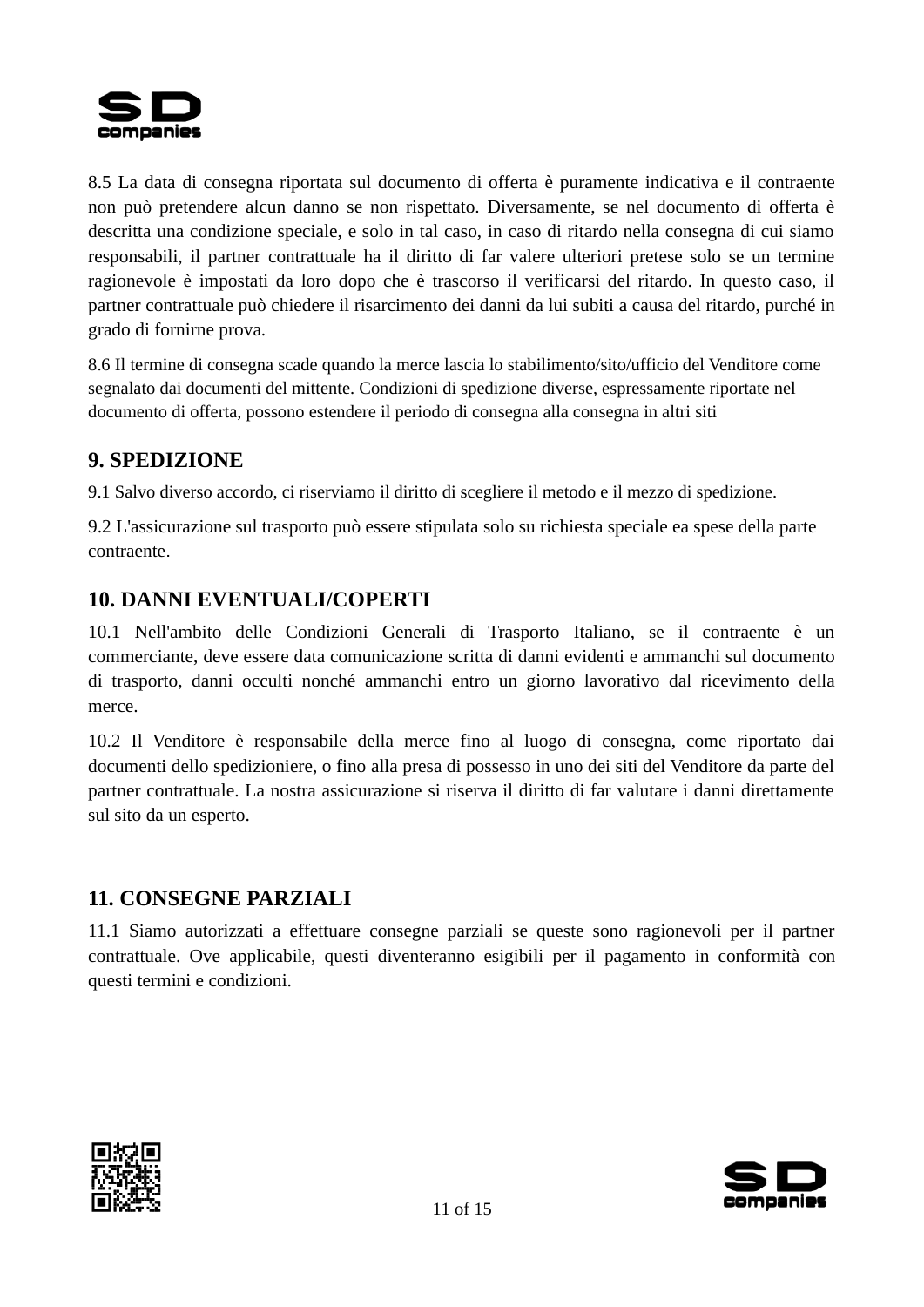8.5 La data di consegna riportata sul documento di offerta è puramente indicativa e il contraente non può pretendere alcun danno se non rispettato. Diversamente, se nel documento di offerta è descritta una condizione speciale, e solo in tal caso, in caso di ritardo nella consegna di cui siamo responsabili, il partner contrattuale ha il diritto di far valere ulteriori pretese solo se un termine ragionevole è impostati da loro dopo che è trascorso il verificarsi del ritardo. In questo caso, il partner contrattuale può chiedere il risarcimento dei danni da lui subiti a causa del ritardo, purché in grado di fornirne prova.

8.6 Il termine di consegna scade quando la merce lascia lo stabilimento/sito/ufficio del Venditore come segnalato dai documenti del mittente. Condizioni di spedizione diverse, espressamente riportate nel documento di offerta, possono estendere il periodo di consegna alla consegna in altri siti

## 9. SPEDIZIONE

9.1 Salvo diverso accordo, ci riserviamo il diritto di scegliere il metodo e il mezzo di spedizione.

9.2 L'assicurazione sul trasporto può essere stipulata solo su richiesta speciale ea spese della parte contraente.

## 10. DANNI EVENTUALI/COPERTI

10.1 Nell'ambito delle Condizioni Generali di Trasporto Italiano, se il contraente è un commerciante, deve essere data comunicazione scritta di danni evidenti e ammanchi sul documento di trasporto, danni occulti nonché ammanchi entro un giorno lavorativo dal ricevimento della merce.

10.2 Il Venditore è responsabile della merce fino al luogo di consegna, come riportato dai documenti dello spedizioniere, o fino alla presa di possesso in uno dei siti del Venditore da parte del partner contrattuale. La nostra assicurazione si riserva il diritto di far valutare i danni direttamente sul sito da un esperto.

## 11. CONSEGNE PARZIALI

11.1 Siamo autorizzati a effettuare consegne parziali se queste sono ragionevoli per il partner contrattuale. Ove applicabile, questi diventeranno esigibili per il pagamento in conformità con questi termini e condizioni.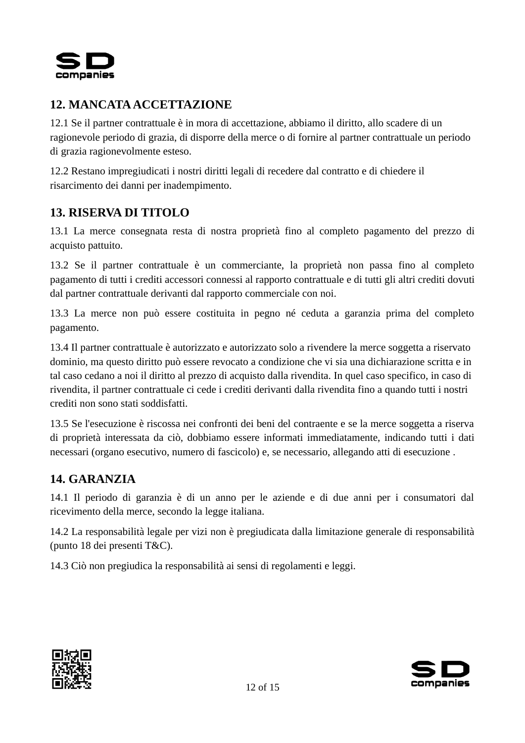## 12. MANCATA ACCETTAZIONE

12.1 Se il partner contrattuale è in mora di accettazione, abbiamo il diritto, allo scadere di un ragionevole periodo di grazia, di disporre della merce o di fornire al partner contrattuale un periodo di grazia ragionevolmente esteso.

12.2 Restano impregiudicati i nostri diritti legali di recedere dal contratto e di chiedere il risarcimento dei danni per inadempimento.

## 13. RISERVA DI TITOLO

13.1 La merce consegnata resta di nostra proprietà fino al completo pagamento del prezzo di acquisto pattuito.

13.2 Se il partner contrattuale è un commerciante, la proprietà non passa fino al completo pagamento di tutti i crediti accessori connessi al rapporto contrattuale e di tutti gli altri crediti dovuti dal partner contrattuale derivanti dal rapporto commerciale con noi.

13.3 La merce non può essere costituita in pegno né ceduta a garanzia prima del completo pagamento.

13.4 Il partner contrattuale è autorizzato e autorizzato solo a rivendere la merce soggetta a riservato dominio, ma questo diritto può essere revocato a condizione che vi sia una dichiarazione scritta e in tal caso cedano a noi il diritto al prezzo di acquisto dalla rivendita. In quel caso specifico, in caso di rivendita, il partner contrattuale ci cede i crediti derivanti dalla rivendita fino a quando tutti i nostri crediti non sono stati soddisfatti.

13.5 Se l'esecuzione è riscossa nei confronti dei beni del contraente e se la merce soggetta a riserva di proprietà interessata da ciò, dobbiamo essere informati immediatamente, indicando tutti i dati necessari (organo esecutivo, numero di fascicolo) e, se necessario, allegando atti di esecuzione .

## 14. GARANZIA

14.1 Il periodo di garanzia è di un anno per le aziende e di due anni per i consumatori dal ricevimento della merce, secondo la legge italiana.

14.2 La responsabilità legale per vizi non è pregiudicata dalla limitazione generale di responsabilità (punto 18 dei presenti T&C).

14.3 Ciò non pregiudica la responsabilità ai sensi di regolamenti e leggi.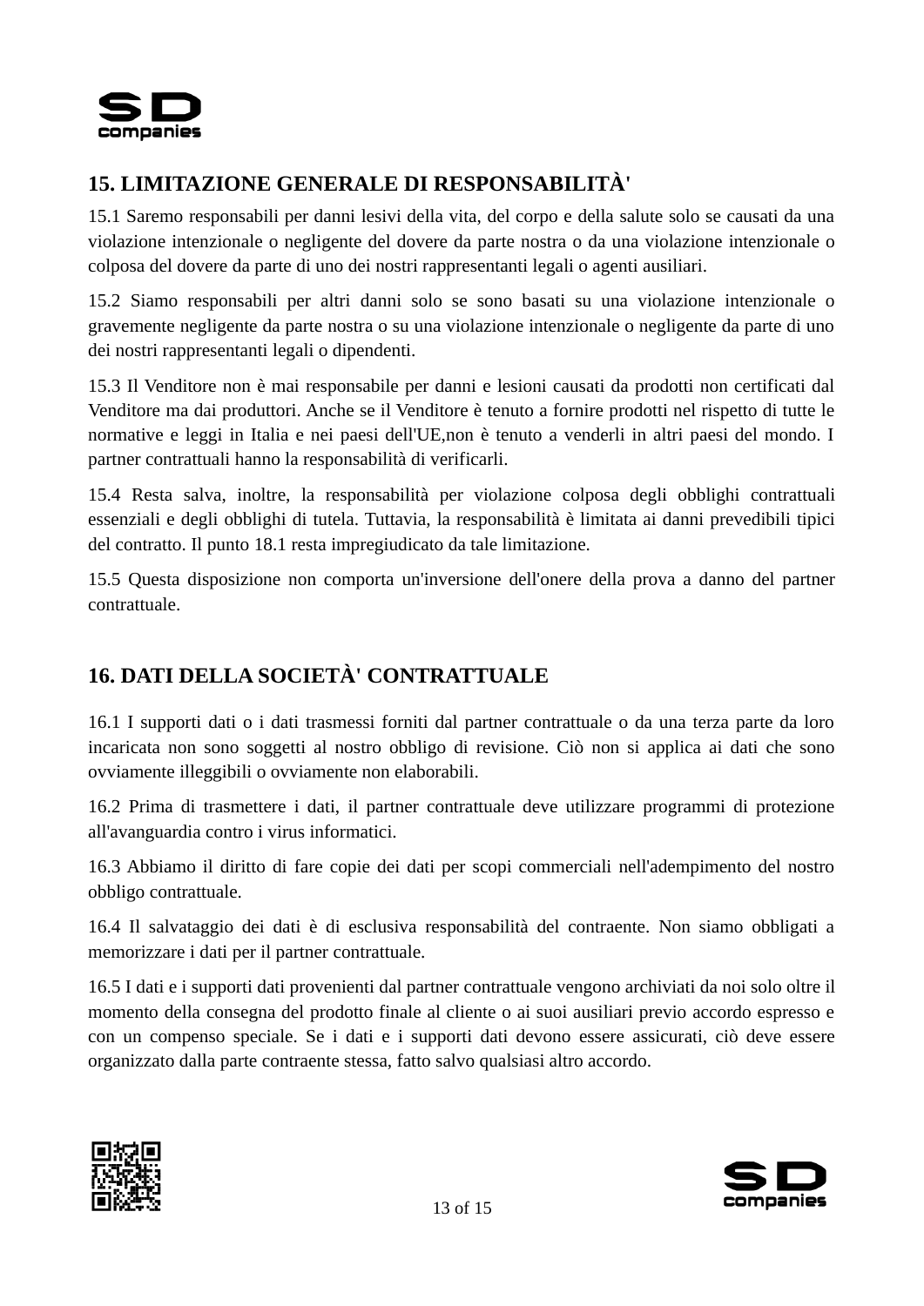## 15. LIMITAZIONE GENERALE DI RESPONSABILITÀ'

15.1 Saremo responsabili per danni lesivi della vita, del corpo e della salute solo se causati da una violazione intenzionale o negligente del dovere da parte nostra o da una violazione intenzionale o colposa del dovere da parte di uno dei nostri rappresentanti legali o agenti ausiliari.

15.2 Siamo responsabili per altri danni solo se sono basati su una violazione intenzionale o gravemente negligente da parte nostra o su una violazione intenzionale o negligente da parte di uno dei nostri rappresentanti legali o dipendenti.

15.3 Il Venditore non è mai responsabile per danni e lesioni causati da prodotti non certificati dal Venditore ma dai produttori. Anche se il Venditore è tenuto a fornire prodotti nel rispetto di tutte le normative e leggi in Italia e nei paesi dell'UE,non è tenuto a venderli in altri paesi del mondo. I partner contrattuali hanno la responsabilità di verificarli.

15.4 Resta salva, inoltre, la responsabilità per violazione colposa degli obblighi contrattuali essenziali e degli obblighi di tutela. Tuttavia, la responsabilità è limitata ai danni prevedibili tipici del contratto. Il punto 18.1 resta impregiudicato da tale limitazione.

15.5 Questa disposizione non comporta un'inversione dell'onere della prova a danno del partner contrattuale.

## 16. DATI DELLA SOCIETÀ' CONTRATTUALE

16.1 I supporti dati o i dati trasmessi forniti dal partner contrattuale o da una terza parte da loro incaricata non sono soggetti al nostro obbligo di revisione. Ciò non si applica ai dati che sono ovviamente illeggibili o ovviamente non elaborabili.

16.2 Prima di trasmettere i dati, il partner contrattuale deve utilizzare programmi di protezione all'avanguardia contro i virus informatici.

16.3 Abbiamo il diritto di fare copie dei dati per scopi commerciali nell'adempimento del nostro obbligo contrattuale.

16.4 Il salvataggio dei dati è di esclusiva responsabilità del contraente. Non siamo obbligati a memorizzare i dati per il partner contrattuale.

16.5 I dati e i supporti dati provenienti dal partner contrattuale vengono archiviati da noi solo oltre il momento della consegna del prodotto finale al cliente o ai suoi ausiliari previo accordo espresso e con un compenso speciale. Se i dati e i supporti dati devono essere assicurati, ciò deve essere organizzato dalla parte contraente stessa, fatto salvo qualsiasi altro accordo.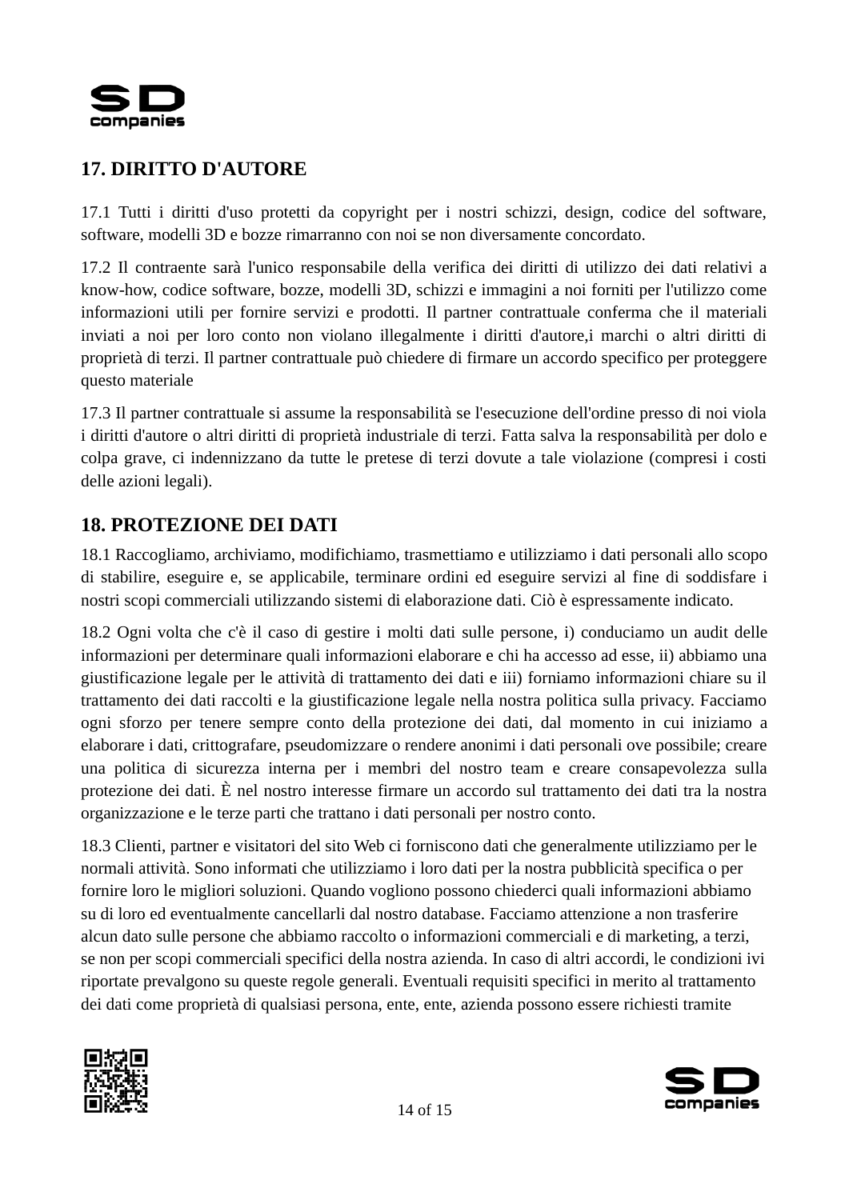## 17. DIRITTO D'AUTORE

17.1 Tutti i diritti d'uso protetti da copyright per i nostri schizzi, design, codice del software, software, modelli 3D e bozze rimarranno con noi se non diversamente concordato.

17.2 Il contraente sarà l'unico responsabile della verifica dei diritti di utilizzo dei dati relativi a know-how, codice software, bozze, modelli 3D, schizzi e immagini a noi forniti per l'utilizzo come informazioni utili per fornire servizi e prodotti. Il partner contrattuale conferma che il materiali inviati a noi per loro conto non violano illegalmente i diritti d'autore,i marchi o altri diritti di proprietà di terzi. Il partner contrattuale può chiedere di firmare un accordo specifico per proteggere questo materiale

17.3 Il partner contrattuale si assume la responsabilità se l'esecuzione dell'ordine presso di noi viola i diritti d'autore o altri diritti di proprietà industriale di terzi. Fatta salva la responsabilità per dolo e colpa grave, ci indennizzano da tutte le pretese di terzi dovute a tale violazione (compresi i costi delle azioni legali).

## 18. PROTEZIONE DEI DATI

18.1 Raccogliamo, archiviamo, modifichiamo, trasmettiamo e utilizziamo i dati personali allo scopo di stabilire, eseguire e, se applicabile, terminare ordini ed eseguire servizi al fine di soddisfare i nostri scopi commerciali utilizzando sistemi di elaborazione dati. Ciò è espressamente indicato.

18.2 Ogni volta che c'è il caso di gestire i molti dati sulle persone, i) conduciamo un audit delle informazioni per determinare quali informazioni elaborare e chi ha accesso ad esse, ii) abbiamo una giustificazione legale per le attività di trattamento dei dati e iii) forniamo informazioni chiare su il trattamento dei dati raccolti e la giustificazione legale nella nostra politica sulla privacy. Facciamo ogni sforzo per tenere sempre conto della protezione dei dati, dal momento in cui iniziamo a elaborare i dati, crittografare, pseudomizzare o rendere anonimi i dati personali ove possibile; creare una politica di sicurezza interna per i membri del nostro team e creare consapevolezza sulla protezione dei dati. È nel nostro interesse firmare un accordo sul trattamento dei dati tra la nostra organizzazione e le terze parti che trattano i dati personali per nostro conto.

18.3 Clienti, partner e visitatori del sito Web ci forniscono dati che generalmente utilizziamo per le normali attività. Sono informati che utilizziamo i loro dati per la nostra pubblicità specifica o per fornire loro le migliori soluzioni. Quando vogliono possono chiederci quali informazioni abbiamo su di loro ed eventualmente cancellarli dal nostro database. Facciamo attenzione a non trasferire alcun dato sulle persone che abbiamo raccolto o informazioni commerciali e di marketing, a terzi, se non per scopi commerciali specifici della nostra azienda. In caso di altri accordi, le condizioni ivi riportate prevalgono su queste regole generali. Eventuali requisiti specifici in merito al trattamento dei dati come proprietà di qualsiasi persona, ente, ente, azienda possono essere richiesti tramite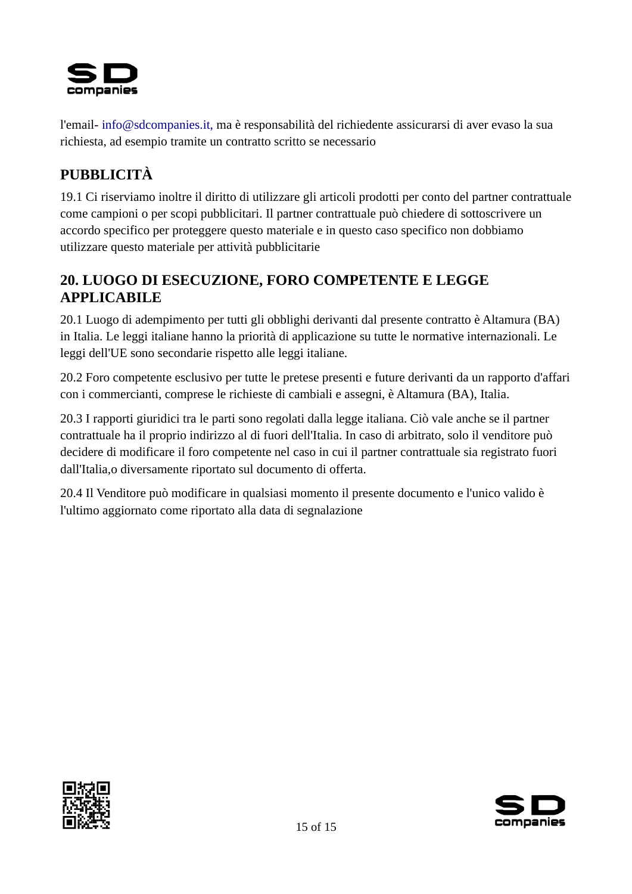l'email- info@sdcompanies.it, ma è responsabilità del richiedente assicurarsi di aver evaso la sua richiesta, ad esempio tramite un contratto scritto se necessario

## PUBBLICITÀ

19.1 Ci riserviamo inoltre il diritto di utilizzare gli articoli prodotti per conto del partner contrattuale come campioni o per scopi pubblicitari. Il partner contrattuale può chiedere di sottoscrivere un accordo specifico per proteggere questo materiale e in questo caso specifico non dobbiamo utilizzare questo materiale per attività pubblicitarie

## 20. LUOGO DI ESECUZIONE, FORO COMPETENTE E LEGGE APPLICABILE

20.1 Luogo di adempimento per tutti gli obblighi derivanti dal presente contratto è Altamura (BA) in Italia. Le leggi italiane hanno la priorità di applicazione su tutte le normative internazionali. Le leggi dell'UE sono secondarie rispetto alle leggi italiane.

20.2 Foro competente esclusivo per tutte le pretese presenti e future derivanti da un rapporto d'affari con i commercianti, comprese le richieste di cambiali e assegni, è Altamura (BA), Italia.

20.3 I rapporti giuridici tra le parti sono regolati dalla legge italiana. Ciò vale anche se il partner contrattuale ha il proprio indirizzo al di fuori dell'Italia. In caso di arbitrato, solo il venditore può decidere di modificare il foro competente nel caso in cui il partner contrattuale sia registrato fuori dall'Italia,o diversamente riportato sul documento di offerta.

20.4 Il Venditore può modificare in qualsiasi momento il presente documento e l'unico valido è l'ultimo aggiornato come riportato alla data di segnalazione